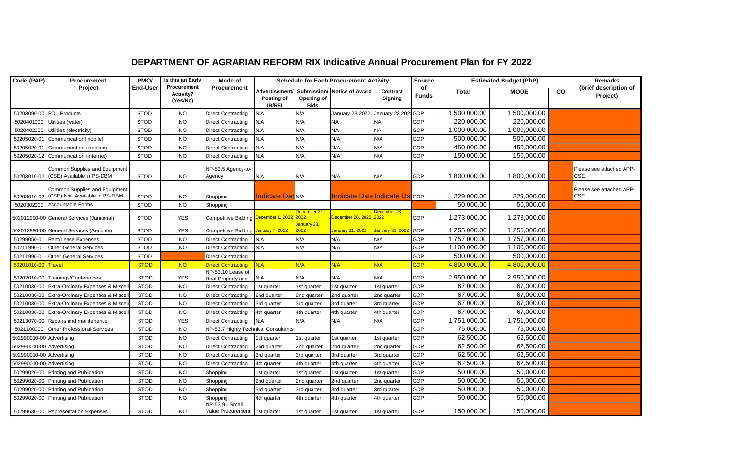# DEPARTMENT OF AGRARIAN REFORM RIX Indicative Annual Procurement Plan for FY 2022

| Code (PAP) | Procurement Project | PMO/ End-User | Is this an Early Procurement Activity? (Yes/No) | Mode of Procurement | Schedule for Each Procurement Activity | | | | Source of Funds | Estimated Budget (PhP) | | | Remarks (brief description of Project) |
|---|---|---|---|---|---|---|---|---|---|---|---|---|---|
| | | | | | Advertisement/ Posting of IB/REI | Submission/ Opening of Bids | Notice of Award | Contract Signing | | Total | MOOE | CO | |
| 50203090-00 | POL Products | STOD | NO | Direct Contracting | N/A | N/A | January 23,2022 | January 23,2022 | GOP | 1,500,000.00 | 1,500,000.00 | | |
| 5020401000 | Utilities (water) | STOD | NO | Direct Contracting | N/A | N/A | NA | NA | GOP | 220,000.00 | 220,000.00 | | |
| 5020402000 | Utilities (electricity) | STOD | NO | Direct Contracting | N/A | N/A | NA | NA | GOP | 1,000,000.00 | 1,000,000.00 | | |
| 50205020-01 | Communication(mobile) | STOD | NO | Direct Contracting | N/A | N/A | N/A | N/A | GOP | 500,000.00 | 500,000.00 | | |
| 50205020-01 | Communication (landline) | STOD | NO | Direct Contracting | N/A | N/A | N/A | N/A | GOP | 450,000.00 | 450,000.00 | | |
| 50205020-12 | Communication (internet) | STOD | NO | Direct Contracting | N/A | N/A | N/A | N/A | GOP | 150,000.00 | 150,000.00 | | |
| 50203010-02 | Common Supplies and Equipment (CSE) Available in PS-DBM | STOD | NO | NP-53.5 Agency-to-Agency | N/A | N/A | N/A | N/A | GOP | 1,800,000.00 | 1,800,000.00 | | Please see attached APP-CSE |
| 50203010-02 | Common Supplies and Equipment (CSE) Not Available in PS-DBM | STOD | NO | Shopping | Indicate Dat | N/A | Indicate Date | Indicate Da | GOP | 229,000.00 | 229,000.00 | | Please see attached APP-CSE |
| 5020302000 | Accountable Forms | STOD | NO | Shopping | | | | | | 50,000.00 | 50,000.00 | | |
| 502012990-00 | General Services (Janitorial) | STOD | YES | Competitive Bidding | December 1, 2022 | December 21, 2022 | December 28, 2022 | December 28, 2022 | GOP | 1,273,000.00 | 1,273,000.00 | | |
| 502012990-00 | General Services (Security) | STOD | YES | Competitive Bidding | January 7, 2022 | January 28, 2022 | January 31, 2022 | January 31, 2022 | GOP | 1,255,000.00 | 1,255,000.00 | | |
| 50299050-01 | Rent/Lease Expenses | STOD | NO | Direct Contracting | N/A | N/A | N/A | N/A | GOP | 1,757,000.00 | 1,757,000.00 | | |
| 50211990-01 | Other General Services | STOD | NO | Direct Contracting | N/A | N/A | N/A | N/A | GOP | 1,100,000.00 | 1,100,000.00 | | |
| 50211990-01 | Other General Services | STOD | | Direct Contracting | | | | | GOP | 500,000.00 | 500,000.00 | | |
| 50201010-00 | Travel | STOD | NO | Direct Contracting | N/A | N/A | N/A | N/A | GOP | 4,800,000.00 | 4,800,000.00 | | |
| 50202010-00 | Trainings/Conferences | STOD | YES | NP-53.10 Lease of Real Property and | N/A | N/A | N/A | N/A | GOP | 2,950,000.00 | 2,950,000.00 | | |
| 50210030-00 | Extra-Ordinary Expenses & Miscell | STOD | NO | Direct Contracting | 1st quarter | 1st quarter | 1st quarter | 1st quarter | GOP | 67,000.00 | 67,000.00 | | |
| 50210030-00 | Extra-Ordinary Expenses & Miscell | STOD | NO | Direct Contracting | 2nd quarter | 2nd quarter | 2nd quarter | 2nd quarter | GOP | 67,000.00 | 67,000.00 | | |
| 50210030-00 | Extra-Ordinary Expenses & Miscell | STOD | NO | Direct Contracting | 3rd quarter | 3rd quarter | 3rd quarter | 3rd quarter | GOP | 67,000.00 | 67,000.00 | | |
| 50210030-00 | Extra-Ordinary Expenses & Miscell | STOD | NO | Direct Contracting | 4th quarter | 4th quarter | 4th quarter | 4th quarter | GOP | 67,000.00 | 67,000.00 | | |
| 50213070-00 | Repairs and maintenance | STOD | YES | Direct Contracting | N/A | N/A | N/A | N/A | GOP | 1,751,000.00 | 1,751,000.00 | | |
| 5021100000 | Other Professional Services | STOD | NO | NP-53.7 Highly Technical Consultants | | | | | GOP | 75,000.00 | 75,000.00 | | |
| 502990010-00 | Advertising | STOD | NO | Direct Contracting | 1st quarter | 1st quarter | 1st quarter | 1st quarter | GOP | 62,500.00 | 62,500.00 | | |
| 502990010-00 | Advertising | STOD | NO | Direct Contracting | 2nd quarter | 2nd quarter | 2nd quarter | 2nd quarter | GOP | 62,500.00 | 62,500.00 | | |
| 502990010-00 | Advertising | STOD | NO | Direct Contracting | 3rd quarter | 3rd quarter | 3rd quarter | 3rd quarter | GOP | 62,500.00 | 62,500.00 | | |
| 502990010-00 | Advertising | STOD | NO | Direct Contracting | 4th quarter | 4th quarter | 4th quarter | 4th quarter | GOP | 62,500.00 | 62,500.00 | | |
| 50299020-00 | Printing and Publication | STOD | NO | Shopping | 1st quarter | 1st quarter | 1st quarter | 1st quarter | GOP | 50,000.00 | 50,000.00 | | |
| 50299020-00 | Printing and Publication | STOD | NO | Shopping | 2nd quarter | 2nd quarter | 2nd quarter | 2nd quarter | GOP | 50,000.00 | 50,000.00 | | |
| 50299020-00 | Printing and Publication | STOD | NO | Shopping | 3rd quarter | 3rd quarter | 3rd quarter | 3rd quarter | GOP | 50,000.00 | 50,000.00 | | |
| 50299020-00 | Printing and Publication | STOD | NO | Shopping | 4th quarter | 4th quarter | 4th quarter | 4th quarter | GOP | 50,000.00 | 50,000.00 | | |
| 50299630-00 | Representation Expenses | STOD | NO | NP-53.9 - Small Value Procurement | 1st quarter | 1st quarter | 1st quarter | 1st quarter | GOP | 150,000.00 | 150,000.00 | | |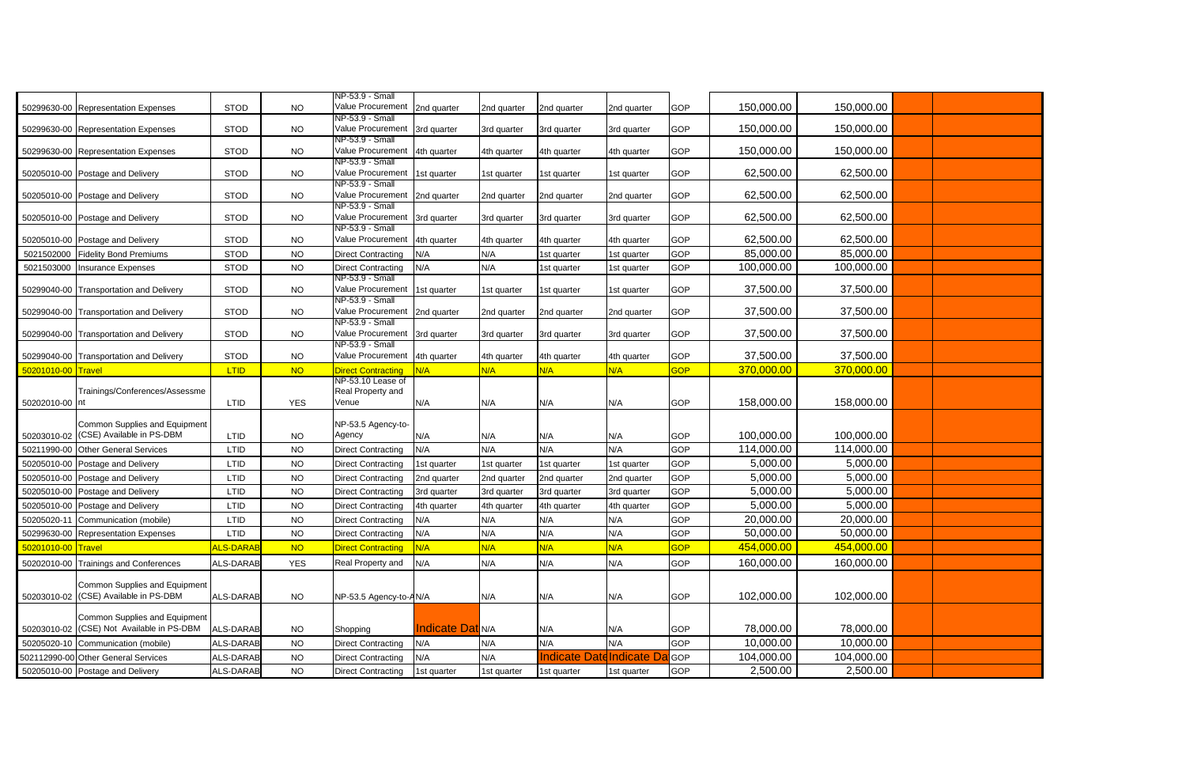| | | | | | | | | | | | | | |
|---|---|---|---|---|---|---|---|---|---|---|---|---|---|
| 50299630-00 | Representation Expenses | STOD | NO | NP-53.9 - Small Value Procurement | 2nd quarter | 2nd quarter | 2nd quarter | 2nd quarter | GOP | 150,000.00 | 150,000.00 | | |
| 50299630-00 | Representation Expenses | STOD | NO | NP-53.9 - Small Value Procurement | 3rd quarter | 3rd quarter | 3rd quarter | 3rd quarter | GOP | 150,000.00 | 150,000.00 | | |
| 50299630-00 | Representation Expenses | STOD | NO | NP-53.9 - Small Value Procurement | 4th quarter | 4th quarter | 4th quarter | 4th quarter | GOP | 150,000.00 | 150,000.00 | | |
| 50205010-00 | Postage and Delivery | STOD | NO | NP-53.9 - Small Value Procurement | 1st quarter | 1st quarter | 1st quarter | 1st quarter | GOP | 62,500.00 | 62,500.00 | | |
| 50205010-00 | Postage and Delivery | STOD | NO | NP-53.9 - Small Value Procurement | 2nd quarter | 2nd quarter | 2nd quarter | 2nd quarter | GOP | 62,500.00 | 62,500.00 | | |
| 50205010-00 | Postage and Delivery | STOD | NO | NP-53.9 - Small Value Procurement | 3rd quarter | 3rd quarter | 3rd quarter | 3rd quarter | GOP | 62,500.00 | 62,500.00 | | |
| 50205010-00 | Postage and Delivery | STOD | NO | NP-53.9 - Small Value Procurement | 4th quarter | 4th quarter | 4th quarter | 4th quarter | GOP | 62,500.00 | 62,500.00 | | |
| 5021502000 | Fidelity Bond Premiums | STOD | NO | Direct Contracting | N/A | N/A | 1st quarter | 1st quarter | GOP | 85,000.00 | 85,000.00 | | |
| 5021503000 | Insurance Expenses | STOD | NO | Direct Contracting | N/A | N/A | 1st quarter | 1st quarter | GOP | 100,000.00 | 100,000.00 | | |
| 50299040-00 | Transportation and Delivery | STOD | NO | NP-53.9 - Small Value Procurement | 1st quarter | 1st quarter | 1st quarter | 1st quarter | GOP | 37,500.00 | 37,500.00 | | |
| 50299040-00 | Transportation and Delivery | STOD | NO | NP-53.9 - Small Value Procurement | 2nd quarter | 2nd quarter | 2nd quarter | 2nd quarter | GOP | 37,500.00 | 37,500.00 | | |
| 50299040-00 | Transportation and Delivery | STOD | NO | NP-53.9 - Small Value Procurement | 3rd quarter | 3rd quarter | 3rd quarter | 3rd quarter | GOP | 37,500.00 | 37,500.00 | | |
| 50299040-00 | Transportation and Delivery | STOD | NO | NP-53.9 - Small Value Procurement | 4th quarter | 4th quarter | 4th quarter | 4th quarter | GOP | 37,500.00 | 37,500.00 | | |
| 50201010-00 | Travel | LTID | NO | Direct Contracting | N/A | N/A | N/A | N/A | GOP | 370,000.00 | 370,000.00 | | |
| 50202010-00 | Trainings/Conferences/Assessment | LTID | YES | NP-53.10 Lease of Real Property and Venue | N/A | N/A | N/A | N/A | GOP | 158,000.00 | 158,000.00 | | |
| 50203010-02 | Common Supplies and Equipment (CSE) Available in PS-DBM | LTID | NO | NP-53.5 Agency-to-Agency | N/A | N/A | N/A | N/A | GOP | 100,000.00 | 100,000.00 | | |
| 50211990-00 | Other General Services | LTID | NO | Direct Contracting | N/A | N/A | N/A | N/A | GOP | 114,000.00 | 114,000.00 | | |
| 50205010-00 | Postage and Delivery | LTID | NO | Direct Contracting | 1st quarter | 1st quarter | 1st quarter | 1st quarter | GOP | 5,000.00 | 5,000.00 | | |
| 50205010-00 | Postage and Delivery | LTID | NO | Direct Contracting | 2nd quarter | 2nd quarter | 2nd quarter | 2nd quarter | GOP | 5,000.00 | 5,000.00 | | |
| 50205010-00 | Postage and Delivery | LTID | NO | Direct Contracting | 3rd quarter | 3rd quarter | 3rd quarter | 3rd quarter | GOP | 5,000.00 | 5,000.00 | | |
| 50205010-00 | Postage and Delivery | LTID | NO | Direct Contracting | 4th quarter | 4th quarter | 4th quarter | 4th quarter | GOP | 5,000.00 | 5,000.00 | | |
| 50205020-11 | Communication (mobile) | LTID | NO | Direct Contracting | N/A | N/A | N/A | N/A | GOP | 20,000.00 | 20,000.00 | | |
| 50299630-00 | Representation Expenses | LTID | NO | Direct Contracting | N/A | N/A | N/A | N/A | GOP | 50,000.00 | 50,000.00 | | |
| 50201010-00 | Travel | ALS-DARAB | NO | Direct Contracting | N/A | N/A | N/A | N/A | GOP | 454,000.00 | 454,000.00 | | |
| 50202010-00 | Trainings and Conferences | ALS-DARAB | YES | Real Property and | N/A | N/A | N/A | N/A | GOP | 160,000.00 | 160,000.00 | | |
| 50203010-02 | Common Supplies and Equipment (CSE) Available in PS-DBM | ALS-DARAB | NO | NP-53.5 Agency-to-A | N/A | | N/A | N/A | GOP | 102,000.00 | 102,000.00 | | |
| 50203010-02 | Common Supplies and Equipment (CSE) Not Available in PS-DBM | ALS-DARAB | NO | Shopping | Indicate Dat | N/A | N/A | N/A | GOP | 78,000.00 | 78,000.00 | | |
| 50205020-10 | Communication (mobile) | ALS-DARAB | NO | Direct Contracting | N/A | N/A | N/A | N/A | GOP | 10,000.00 | 10,000.00 | | |
| 502112990-00 | Other General Services | ALS-DARAB | NO | Direct Contracting | N/A | N/A | Indicate Date | Indicate Da | GOP | 104,000.00 | 104,000.00 | | |
| 50205010-00 | Postage and Delivery | ALS-DARAB | NO | Direct Contracting | 1st quarter | 1st quarter | 1st quarter | 1st quarter | GOP | 2,500.00 | 2,500.00 | | |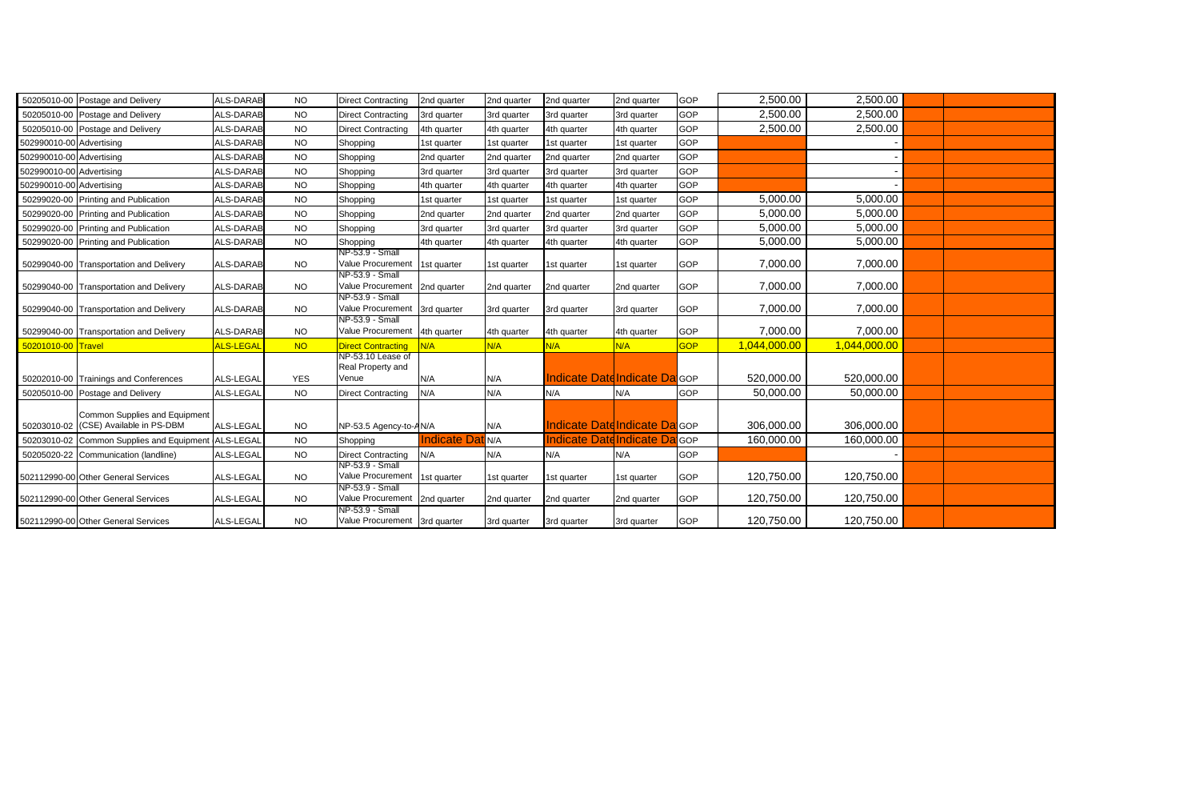| | | | | | | | | | | | | | |
|---|---|---|---|---|---|---|---|---|---|---|---|---|---|
| 50205010-00 | Postage and Delivery | ALS-DARAB | NO | Direct Contracting | 2nd quarter | 2nd quarter | 2nd quarter | 2nd quarter | GOP | 2,500.00 | 2,500.00 | | |
| 50205010-00 | Postage and Delivery | ALS-DARAB | NO | Direct Contracting | 3rd quarter | 3rd quarter | 3rd quarter | 3rd quarter | GOP | 2,500.00 | 2,500.00 | | |
| 50205010-00 | Postage and Delivery | ALS-DARAB | NO | Direct Contracting | 4th quarter | 4th quarter | 4th quarter | 4th quarter | GOP | 2,500.00 | 2,500.00 | | |
| 502990010-00 | Advertising | ALS-DARAB | NO | Shopping | 1st quarter | 1st quarter | 1st quarter | 1st quarter | GOP | | - | | |
| 502990010-00 | Advertising | ALS-DARAB | NO | Shopping | 2nd quarter | 2nd quarter | 2nd quarter | 2nd quarter | GOP | | - | | |
| 502990010-00 | Advertising | ALS-DARAB | NO | Shopping | 3rd quarter | 3rd quarter | 3rd quarter | 3rd quarter | GOP | | - | | |
| 502990010-00 | Advertising | ALS-DARAB | NO | Shopping | 4th quarter | 4th quarter | 4th quarter | 4th quarter | GOP | | - | | |
| 50299020-00 | Printing and Publication | ALS-DARAB | NO | Shopping | 1st quarter | 1st quarter | 1st quarter | 1st quarter | GOP | 5,000.00 | 5,000.00 | | |
| 50299020-00 | Printing and Publication | ALS-DARAB | NO | Shopping | 2nd quarter | 2nd quarter | 2nd quarter | 2nd quarter | GOP | 5,000.00 | 5,000.00 | | |
| 50299020-00 | Printing and Publication | ALS-DARAB | NO | Shopping | 3rd quarter | 3rd quarter | 3rd quarter | 3rd quarter | GOP | 5,000.00 | 5,000.00 | | |
| 50299020-00 | Printing and Publication | ALS-DARAB | NO | Shopping | 4th quarter | 4th quarter | 4th quarter | 4th quarter | GOP | 5,000.00 | 5,000.00 | | |
| 50299040-00 | Transportation and Delivery | ALS-DARAB | NO | NP-53.9 - Small Value Procurement | 1st quarter | 1st quarter | 1st quarter | 1st quarter | GOP | 7,000.00 | 7,000.00 | | |
| 50299040-00 | Transportation and Delivery | ALS-DARAB | NO | NP-53.9 - Small Value Procurement | 2nd quarter | 2nd quarter | 2nd quarter | 2nd quarter | GOP | 7,000.00 | 7,000.00 | | |
| 50299040-00 | Transportation and Delivery | ALS-DARAB | NO | NP-53.9 - Small Value Procurement | 3rd quarter | 3rd quarter | 3rd quarter | 3rd quarter | GOP | 7,000.00 | 7,000.00 | | |
| 50299040-00 | Transportation and Delivery | ALS-DARAB | NO | NP-53.9 - Small Value Procurement | 4th quarter | 4th quarter | 4th quarter | 4th quarter | GOP | 7,000.00 | 7,000.00 | | |
| 50201010-00 | Travel | ALS-LEGAL | NO | Direct Contracting | N/A | N/A | N/A | N/A | GOP | 1,044,000.00 | 1,044,000.00 | | |
| 50202010-00 | Trainings and Conferences | ALS-LEGAL | YES | NP-53.10 Lease of Real Property and Venue | N/A | N/A | Indicate Date | Indicate Da | GOP | 520,000.00 | 520,000.00 | | |
| 50205010-00 | Postage and Delivery | ALS-LEGAL | NO | Direct Contracting | N/A | N/A | N/A | N/A | GOP | 50,000.00 | 50,000.00 | | |
| 50203010-02 | Common Supplies and Equipment (CSE) Available in PS-DBM | ALS-LEGAL | NO | NP-53.5 Agency-to-A | N/A | N/A | Indicate Date | Indicate Da | GOP | 306,000.00 | 306,000.00 | | |
| 50203010-02 | Common Supplies and Equipment | ALS-LEGAL | NO | Shopping | Indicate Dat | N/A | Indicate Date | Indicate Da | GOP | 160,000.00 | 160,000.00 | | |
| 50205020-22 | Communication (landline) | ALS-LEGAL | NO | Direct Contracting | N/A | N/A | N/A | N/A | GOP | | - | | |
| 502112990-00 | Other General Services | ALS-LEGAL | NO | NP-53.9 - Small Value Procurement | 1st quarter | 1st quarter | 1st quarter | 1st quarter | GOP | 120,750.00 | 120,750.00 | | |
| 502112990-00 | Other General Services | ALS-LEGAL | NO | NP-53.9 - Small Value Procurement | 2nd quarter | 2nd quarter | 2nd quarter | 2nd quarter | GOP | 120,750.00 | 120,750.00 | | |
| 502112990-00 | Other General Services | ALS-LEGAL | NO | NP-53.9 - Small Value Procurement | 3rd quarter | 3rd quarter | 3rd quarter | 3rd quarter | GOP | 120,750.00 | 120,750.00 | | |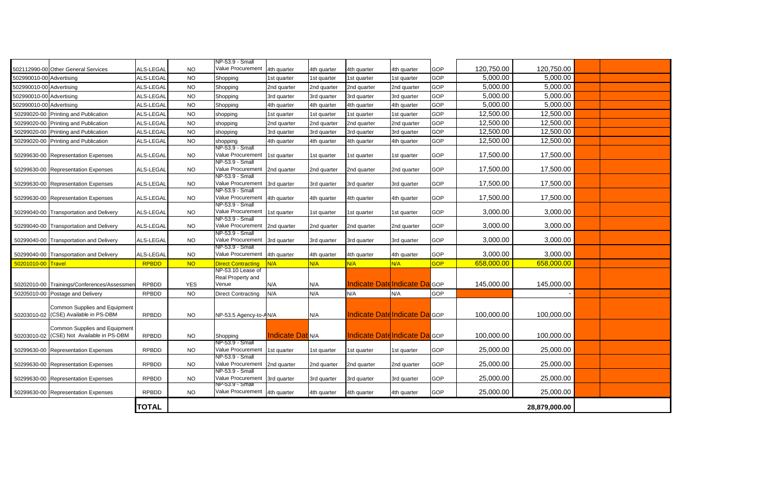| | | | | | | | | | | | | | |
|---|---|---|---|---|---|---|---|---|---|---|---|---|---|
| 502112990-00 | Other General Services | ALS-LEGAL | NO | NP-53.9 - Small Value Procurement | 4th quarter | 4th quarter | 4th quarter | 4th quarter | GOP | 120,750.00 | 120,750.00 | | |
| 502990010-00 | Advertising | ALS-LEGAL | NO | Shopping | 1st quarter | 1st quarter | 1st quarter | 1st quarter | GOP | 5,000.00 | 5,000.00 | | |
| 502990010-00 | Advertising | ALS-LEGAL | NO | Shopping | 2nd quarter | 2nd quarter | 2nd quarter | 2nd quarter | GOP | 5,000.00 | 5,000.00 | | |
| 502990010-00 | Advertising | ALS-LEGAL | NO | Shopping | 3rd quarter | 3rd quarter | 3rd quarter | 3rd quarter | GOP | 5,000.00 | 5,000.00 | | |
| 502990010-00 | Advertising | ALS-LEGAL | NO | Shopping | 4th quarter | 4th quarter | 4th quarter | 4th quarter | GOP | 5,000.00 | 5,000.00 | | |
| 50299020-00 | Printing and Publication | ALS-LEGAL | NO | shopping | 1st quarter | 1st quarter | 1st quarter | 1st quarter | GOP | 12,500.00 | 12,500.00 | | |
| 50299020-00 | Printing and Publication | ALS-LEGAL | NO | shopping | 2nd quarter | 2nd quarter | 2nd quarter | 2nd quarter | GOP | 12,500.00 | 12,500.00 | | |
| 50299020-00 | Printing and Publication | ALS-LEGAL | NO | shopping | 3rd quarter | 3rd quarter | 3rd quarter | 3rd quarter | GOP | 12,500.00 | 12,500.00 | | |
| 50299020-00 | Printing and Publication | ALS-LEGAL | NO | shopping | 4th quarter | 4th quarter | 4th quarter | 4th quarter | GOP | 12,500.00 | 12,500.00 | | |
| 50299630-00 | Representation Expenses | ALS-LEGAL | NO | NP-53.9 - Small Value Procurement | 1st quarter | 1st quarter | 1st quarter | 1st quarter | GOP | 17,500.00 | 17,500.00 | | |
| 50299630-00 | Representation Expenses | ALS-LEGAL | NO | NP-53.9 - Small Value Procurement | 2nd quarter | 2nd quarter | 2nd quarter | 2nd quarter | GOP | 17,500.00 | 17,500.00 | | |
| 50299630-00 | Representation Expenses | ALS-LEGAL | NO | NP-53.9 - Small Value Procurement | 3rd quarter | 3rd quarter | 3rd quarter | 3rd quarter | GOP | 17,500.00 | 17,500.00 | | |
| 50299630-00 | Representation Expenses | ALS-LEGAL | NO | NP-53.9 - Small Value Procurement | 4th quarter | 4th quarter | 4th quarter | 4th quarter | GOP | 17,500.00 | 17,500.00 | | |
| 50299040-00 | Transportation and Delivery | ALS-LEGAL | NO | NP-53.9 - Small Value Procurement | 1st quarter | 1st quarter | 1st quarter | 1st quarter | GOP | 3,000.00 | 3,000.00 | | |
| 50299040-00 | Transportation and Delivery | ALS-LEGAL | NO | NP-53.9 - Small Value Procurement | 2nd quarter | 2nd quarter | 2nd quarter | 2nd quarter | GOP | 3,000.00 | 3,000.00 | | |
| 50299040-00 | Transportation and Delivery | ALS-LEGAL | NO | NP-53.9 - Small Value Procurement | 3rd quarter | 3rd quarter | 3rd quarter | 3rd quarter | GOP | 3,000.00 | 3,000.00 | | |
| 50299040-00 | Transportation and Delivery | ALS-LEGAL | NO | NP-53.9 - Small Value Procurement | 4th quarter | 4th quarter | 4th quarter | 4th quarter | GOP | 3,000.00 | 3,000.00 | | |
| 50201010-00 | Travel | RPBDD | NO | Direct Contracting | N/A | N/A | N/A | N/A | GOP | 658,000.00 | 658,000.00 | | |
| 50202010-00 | Trainings/Conferences/Assessmen | RPBDD | YES | NP-53.10 Lease of Real Property and Venue | N/A | N/A | Indicate Date | Indicate Da | GOP | 145,000.00 | 145,000.00 | | |
| 50205010-00 | Postage and Delivery | RPBDD | NO | Direct Contracting | N/A | N/A | N/A | N/A | GOP | | - | | |
| 50203010-02 | Common Supplies and Equipment (CSE) Available in PS-DBM | RPBDD | NO | NP-53.5 Agency-to-A | N/A | N/A | Indicate Date | Indicate Da | GOP | 100,000.00 | 100,000.00 | | |
| 50203010-02 | Common Supplies and Equipment (CSE) Not Available in PS-DBM | RPBDD | NO | Shopping | Indicate Dat | N/A | Indicate Date | Indicate Da | GOP | 100,000.00 | 100,000.00 | | |
| 50299630-00 | Representation Expenses | RPBDD | NO | NP-53.9 - Small Value Procurement | 1st quarter | 1st quarter | 1st quarter | 1st quarter | GOP | 25,000.00 | 25,000.00 | | |
| 50299630-00 | Representation Expenses | RPBDD | NO | NP-53.9 - Small Value Procurement | 2nd quarter | 2nd quarter | 2nd quarter | 2nd quarter | GOP | 25,000.00 | 25,000.00 | | |
| 50299630-00 | Representation Expenses | RPBDD | NO | NP-53.9 - Small Value Procurement | 3rd quarter | 3rd quarter | 3rd quarter | 3rd quarter | GOP | 25,000.00 | 25,000.00 | | |
| 50299630-00 | Representation Expenses | RPBDD | NO | NP-53.9 - Small Value Procurement | 4th quarter | 4th quarter | 4th quarter | 4th quarter | GOP | 25,000.00 | 25,000.00 | | |
| | | **TOTAL** | | | | | | | | | **28,879,000.00** | | |